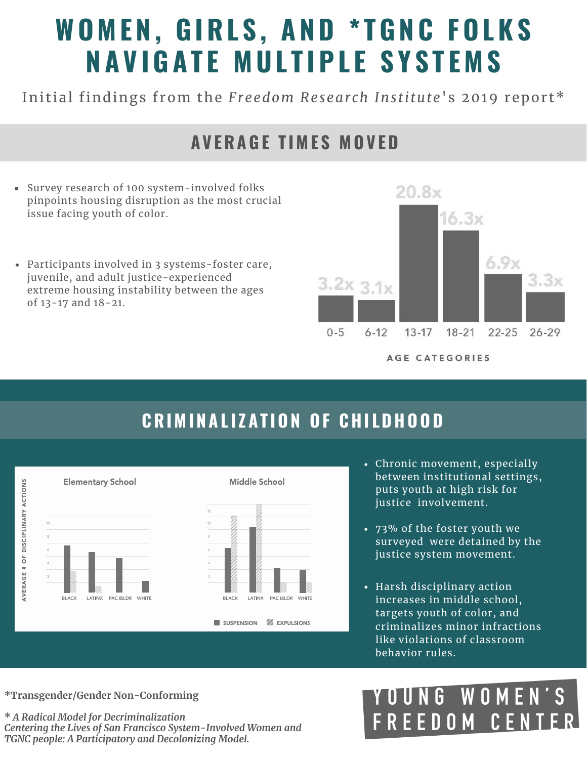# WOMEN, GIRLS, AND *TGNC FOLKS NAVIGATE MULTIPLE SYSTEMS

Initial findings from the *Freedom Research Institute*'s 2019 report*

## AVERAGE TIMES MOVED

- Survey research of 100 system-involved folks pinpoints housing disruption as the most crucial issue facing youth of color.
- Participants involved in 3 systems-foster care, juvenile, and adult justice-experienced extreme housing instability between the ages of 13-17 and 18-21.

| AGE CATEGORIES | 0-5 | 6-12 | 13-17 | 18-21 | 22-25 | 26-29 |
|---|---|---|---|---|---|---|
| Average times moved | 3.2x | 3.1x | 20.8x | 16.3x | 6.9x | 3.3x |

## CRIMINALIZATION OF CHILDHOOD

Elementary School

Middle School

AVERAGE # OF DISCIPLINARY ACTIONS

BLACK, LATINX, PAC ISLDR, WHITE

SUSPENSION, EXPULSIONS

- Chronic movement, especially between institutional settings, puts youth at high risk for justice involvement.
- 73% of the foster youth we surveyed were detained by the justice system movement.
- Harsh disciplinary action increases in middle school, targets youth of color, and criminalizes minor infractions like violations of classroom behavior rules.

**\*Transgender/Gender Non-Conforming**

**\* *A Radical Model for Decriminalization Centering the Lives of San Francisco System-Involved Women and TGNC people: A Participatory and Decolonizing Model.***

YOUNG WOMEN'S FREEDOM CENTER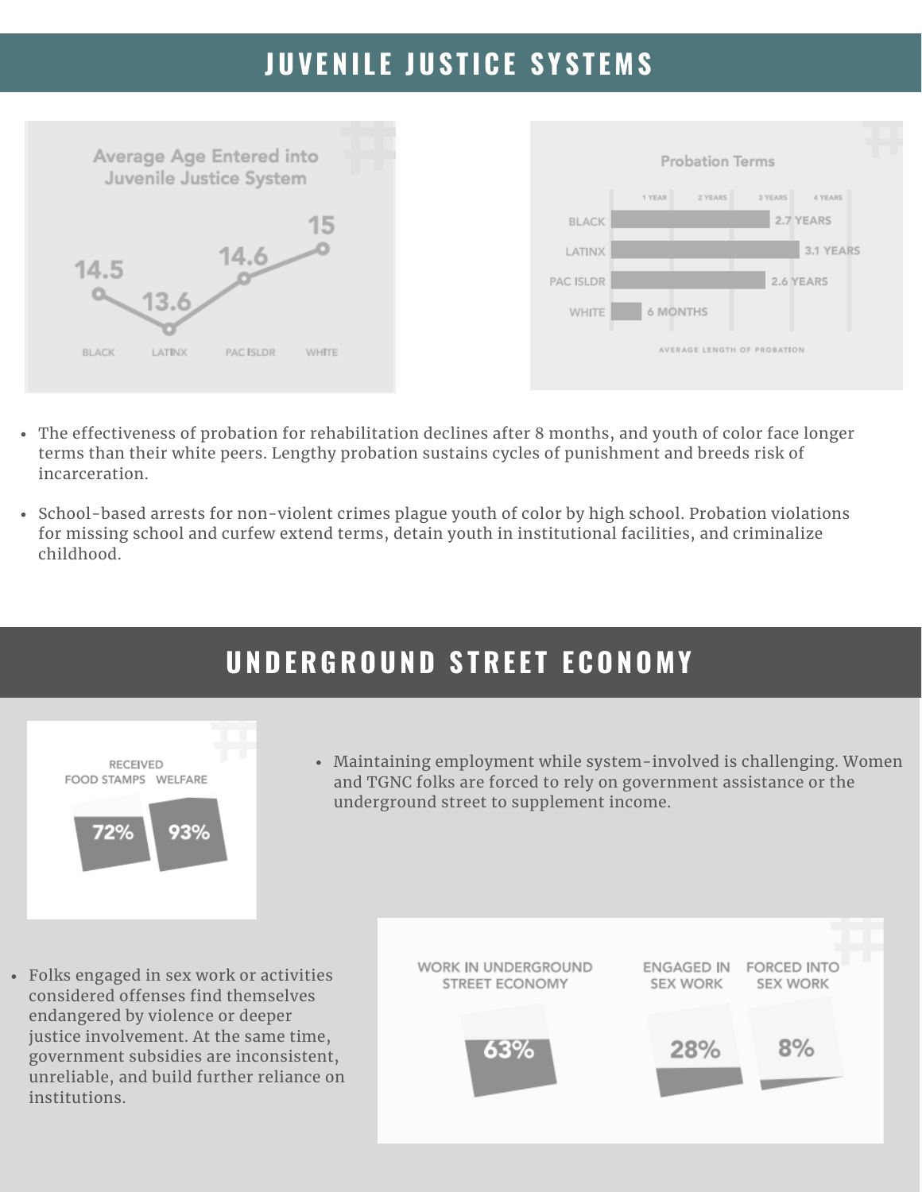## JUVENILE JUSTICE SYSTEMS

**Average Age Entered into Juvenile Justice System**

| BLACK | LATINX | PAC ISLDR | WHITE |
|---|---|---|---|
| 14.5 | 13.6 | 14.6 | 15 |

**Probation Terms**

| | AVERAGE LENGTH OF PROBATION |
|---|---|
| BLACK | 2.7 YEARS |
| LATINX | 3.1 YEARS |
| PAC ISLDR | 2.6 YEARS |
| WHITE | 6 MONTHS |

- The effectiveness of probation for rehabilitation declines after 8 months, and youth of color face longer terms than their white peers. Lengthy probation sustains cycles of punishment and breeds risk of incarceration.
- School-based arrests for non-violent crimes plague youth of color by high school. Probation violations for missing school and curfew extend terms, detain youth in institutional facilities, and criminalize childhood.

## UNDERGROUND STREET ECONOMY

| RECEIVED FOOD STAMPS | RECEIVED WELFARE |
|---|---|
| 72% | 93% |

- Maintaining employment while system-involved is challenging. Women and TGNC folks are forced to rely on government assistance or the underground street to supplement income.

- Folks engaged in sex work or activities considered offenses find themselves endangered by violence or deeper justice involvement. At the same time, government subsidies are inconsistent, unreliable, and build further reliance on institutions.

| WORK IN UNDERGROUND STREET ECONOMY | ENGAGED IN SEX WORK | FORCED INTO SEX WORK |
|---|---|---|
| 63% | 28% | 8% |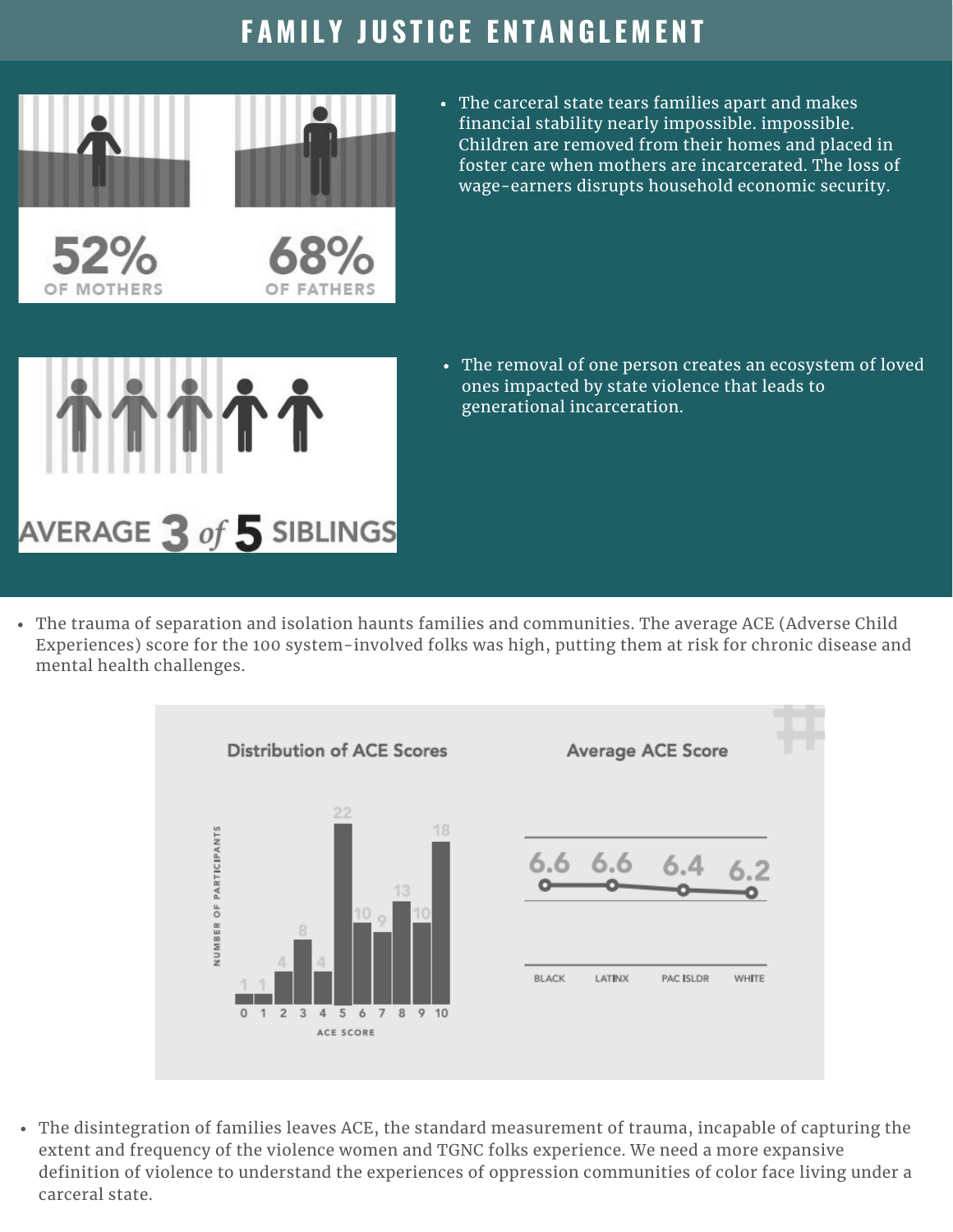# FAMILY JUSTICE ENTANGLEMENT

52%
OF MOTHERS

68%
OF FATHERS

- The carceral state tears families apart and makes financial stability nearly impossible. impossible. Children are removed from their homes and placed in foster care when mothers are incarcerated. The loss of wage-earners disrupts household economic security.

AVERAGE 3 *of* 5 SIBLINGS

- The removal of one person creates an ecosystem of loved ones impacted by state violence that leads to generational incarceration.

- The trauma of separation and isolation haunts families and communities. The average ACE (Adverse Child Experiences) score for the 100 system-involved folks was high, putting them at risk for chronic disease and mental health challenges.

Distribution of ACE Scores

NUMBER OF PARTICIPANTS

1 1 4 8 4 22 10 9 13 10 18

0 1 2 3 4 5 6 7 8 9 10

ACE SCORE

Average ACE Score

6.6 6.6 6.4 6.2

BLACK LATINX PAC ISLDR WHITE

- The disintegration of families leaves ACE, the standard measurement of trauma, incapable of capturing the extent and frequency of the violence women and TGNC folks experience. We need a more expansive definition of violence to understand the experiences of oppression communities of color face living under a carceral state.